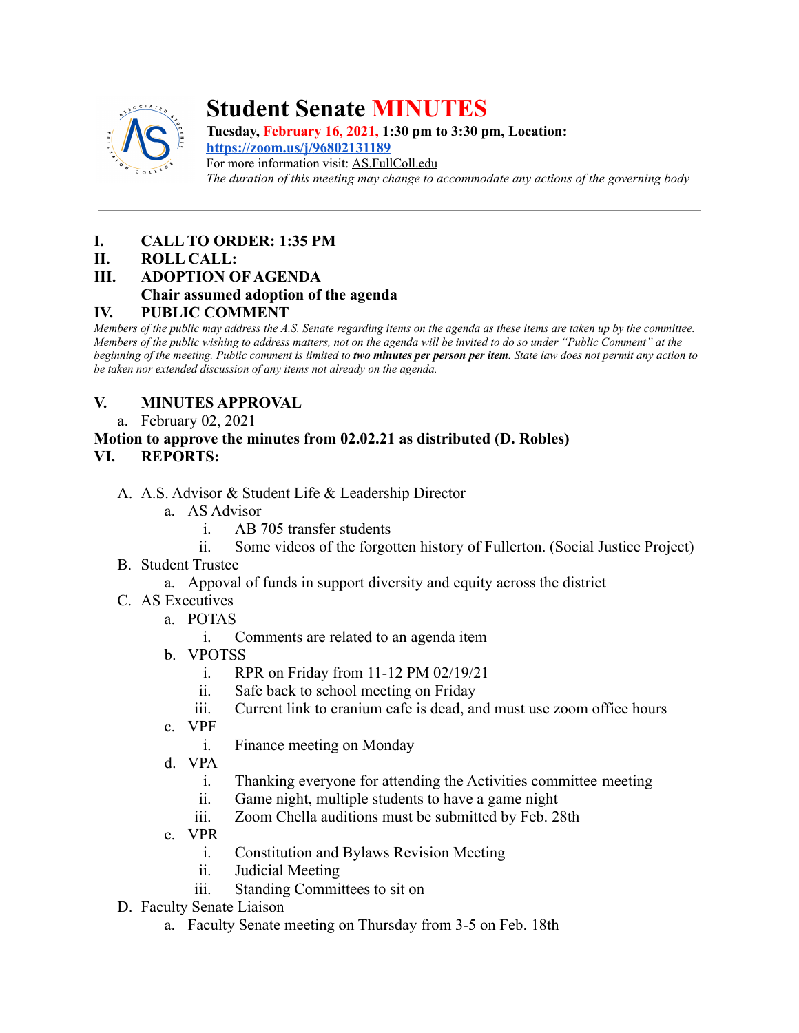# Student Senate MINUTES

**Tuesday, February 16, 2021, 1:30 pm to 3:30 pm, Location:**
**https://zoom.us/j/96802131189**
For more information visit: AS.FullColl.edu
*The duration of this meeting may change to accommodate any actions of the governing body*

---

**I. CALL TO ORDER: 1:35 PM**

**II. ROLL CALL:**

**III. ADOPTION OF AGENDA**

**Chair assumed adoption of the agenda**

**IV. PUBLIC COMMENT**

*Members of the public may address the A.S. Senate regarding items on the agenda as these items are taken up by the committee. Members of the public wishing to address matters, not on the agenda will be invited to do so under "Public Comment" at the beginning of the meeting. Public comment is limited to* ***two minutes per person per item****. State law does not permit any action to be taken nor extended discussion of any items not already on the agenda.*

**V. MINUTES APPROVAL**

a. February 02, 2021

**Motion to approve the minutes from 02.02.21 as distributed (D. Robles)**

**VI. REPORTS:**

A. A.S. Advisor & Student Life & Leadership Director
   a. AS Advisor
      i. AB 705 transfer students
      ii. Some videos of the forgotten history of Fullerton. (Social Justice Project)

B. Student Trustee
   a. Appoval of funds in support diversity and equity across the district

C. AS Executives
   a. POTAS
      i. Comments are related to an agenda item
   b. VPOTSS
      i. RPR on Friday from 11-12 PM 02/19/21
      ii. Safe back to school meeting on Friday
      iii. Current link to cranium cafe is dead, and must use zoom office hours
   c. VPF
      i. Finance meeting on Monday
   d. VPA
      i. Thanking everyone for attending the Activities committee meeting
      ii. Game night, multiple students to have a game night
      iii. Zoom Chella auditions must be submitted by Feb. 28th
   e. VPR
      i. Constitution and Bylaws Revision Meeting
      ii. Judicial Meeting
      iii. Standing Committees to sit on

D. Faculty Senate Liaison
   a. Faculty Senate meeting on Thursday from 3-5 on Feb. 18th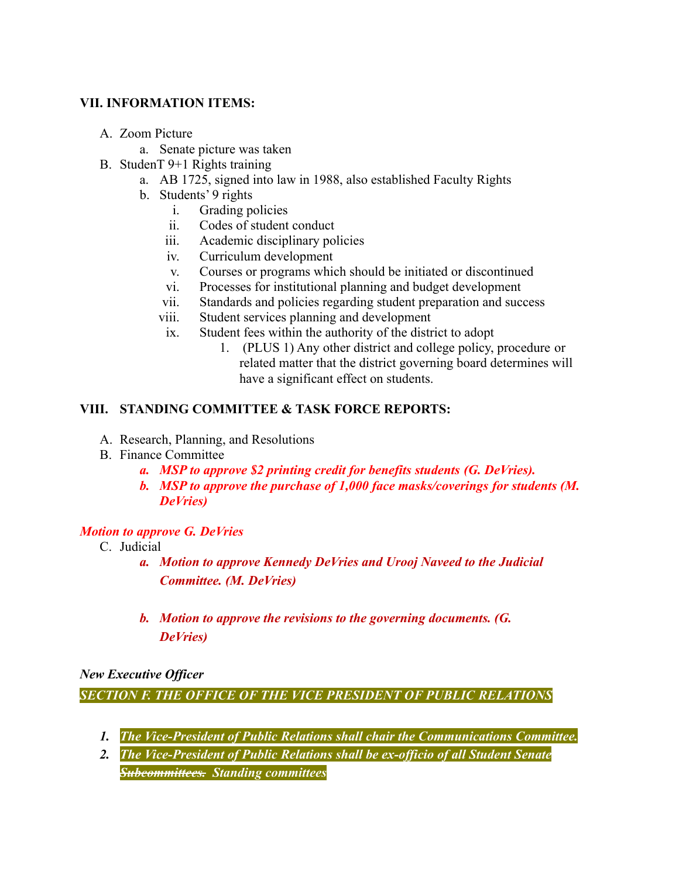### VII. INFORMATION ITEMS:

A. Zoom Picture
   a. Senate picture was taken
B. StudenT 9+1 Rights training
   a. AB 1725, signed into law in 1988, also established Faculty Rights
   b. Students' 9 rights
      i. Grading policies
      ii. Codes of student conduct
      iii. Academic disciplinary policies
      iv. Curriculum development
      v. Courses or programs which should be initiated or discontinued
      vi. Processes for institutional planning and budget development
      vii. Standards and policies regarding student preparation and success
      viii. Student services planning and development
      ix. Student fees within the authority of the district to adopt
         1. (PLUS 1) Any other district and college policy, procedure or related matter that the district governing board determines will have a significant effect on students.

### VIII. STANDING COMMITTEE & TASK FORCE REPORTS:

A. Research, Planning, and Resolutions
B. Finance Committee
   ***a. MSP to approve $2 printing credit for benefits students (G. DeVries).***
   ***b. MSP to approve the purchase of 1,000 face masks/coverings for students (M. DeVries)***

***Motion to approve G. DeVries***

C. Judicial
   ***a. Motion to approve Kennedy DeVries and Urooj Naveed to the Judicial Committee. (M. DeVries)***

   ***b. Motion to approve the revisions to the governing documents. (G. DeVries)***

***New Executive Officer***

***SECTION F. THE OFFICE OF THE VICE PRESIDENT OF PUBLIC RELATIONS***

1. ***The Vice-President of Public Relations shall chair the Communications Committee.***
2. ***The Vice-President of Public Relations shall be ex-officio of all Student Senate ~~Subcommittees.~~ Standing committees***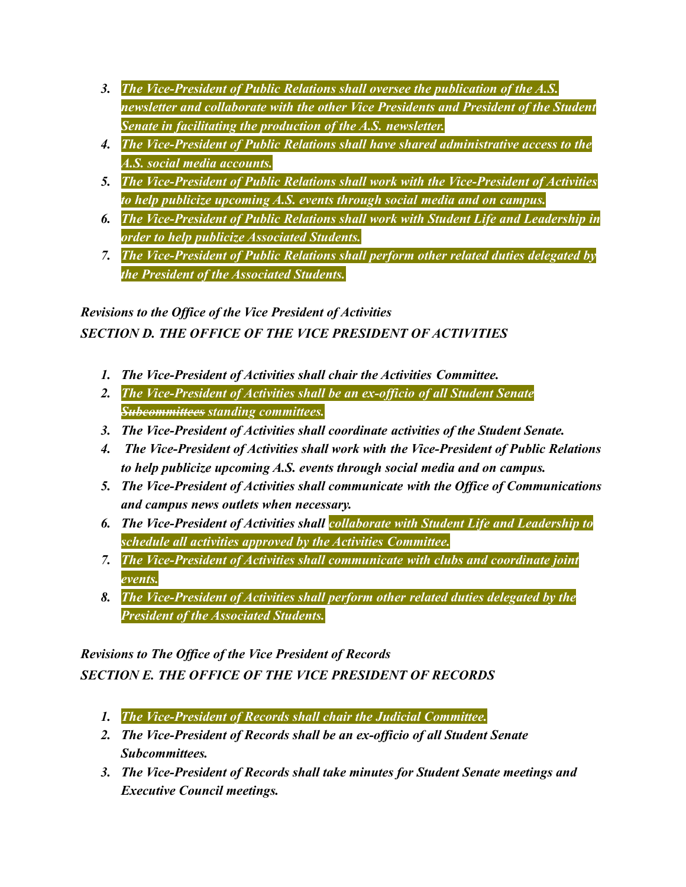3. ***The Vice-President of Public Relations shall oversee the publication of the A.S. newsletter and collaborate with the other Vice Presidents and President of the Student Senate in facilitating the production of the A.S. newsletter.***
4. ***The Vice-President of Public Relations shall have shared administrative access to the A.S. social media accounts.***
5. ***The Vice-President of Public Relations shall work with the Vice-President of Activities to help publicize upcoming A.S. events through social media and on campus.***
6. ***The Vice-President of Public Relations shall work with Student Life and Leadership in order to help publicize Associated Students.***
7. ***The Vice-President of Public Relations shall perform other related duties delegated by the President of the Associated Students.***

***Revisions to the Office of the Vice President of Activities***

***SECTION D. THE OFFICE OF THE VICE PRESIDENT OF ACTIVITIES***

1. ***The Vice-President of Activities shall chair the Activities Committee.***
2. ***The Vice-President of Activities shall be an ex-officio of all Student Senate ~~Subcommittees~~ standing committees.***
3. ***The Vice-President of Activities shall coordinate activities of the Student Senate.***
4. ***The Vice-President of Activities shall work with the Vice-President of Public Relations to help publicize upcoming A.S. events through social media and on campus.***
5. ***The Vice-President of Activities shall communicate with the Office of Communications and campus news outlets when necessary.***
6. ***The Vice-President of Activities shall collaborate with Student Life and Leadership to schedule all activities approved by the Activities Committee.***
7. ***The Vice-President of Activities shall communicate with clubs and coordinate joint events.***
8. ***The Vice-President of Activities shall perform other related duties delegated by the President of the Associated Students.***

***Revisions to The Office of the Vice President of Records***

***SECTION E. THE OFFICE OF THE VICE PRESIDENT OF RECORDS***

1. ***The Vice-President of Records shall chair the Judicial Committee.***
2. ***The Vice-President of Records shall be an ex-officio of all Student Senate Subcommittees.***
3. ***The Vice-President of Records shall take minutes for Student Senate meetings and Executive Council meetings.***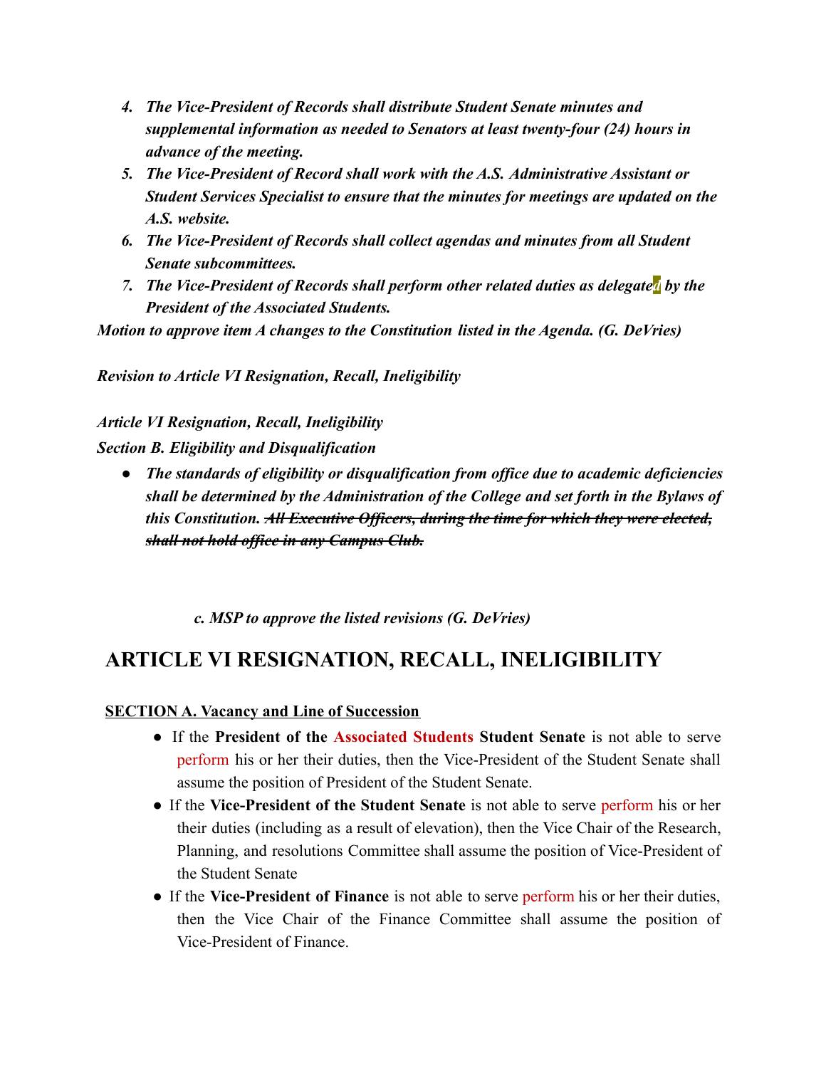4. ***The Vice-President of Records shall distribute Student Senate minutes and supplemental information as needed to Senators at least twenty-four (24) hours in advance of the meeting.***
5. ***The Vice-President of Record shall work with the A.S. Administrative Assistant or Student Services Specialist to ensure that the minutes for meetings are updated on the A.S. website.***
6. ***The Vice-President of Records shall collect agendas and minutes from all Student Senate subcommittees.***
7. ***The Vice-President of Records shall perform other related duties as delegated by the President of the Associated Students.***

***Motion to approve item A changes to the Constitution listed in the Agenda. (G. DeVries)***

***Revision to Article VI Resignation, Recall, Ineligibility***

***Article VI Resignation, Recall, Ineligibility***
***Section B. Eligibility and Disqualification***

- ***The standards of eligibility or disqualification from office due to academic deficiencies shall be determined by the Administration of the College and set forth in the Bylaws of this Constitution.*** ~~***All Executive Officers, during the time for which they were elected, shall not hold office in any Campus Club.***~~

*c. MSP to approve the listed revisions (G. DeVries)*

## ARTICLE VI RESIGNATION, RECALL, INELIGIBILITY

**SECTION A. Vacancy and Line of Succession**

- If the **President of the Associated Students Student Senate** is not able to serve perform his or her their duties, then the Vice-President of the Student Senate shall assume the position of President of the Student Senate.
- If the **Vice-President of the Student Senate** is not able to serve perform his or her their duties (including as a result of elevation), then the Vice Chair of the Research, Planning, and resolutions Committee shall assume the position of Vice-President of the Student Senate
- If the **Vice-President of Finance** is not able to serve perform his or her their duties, then the Vice Chair of the Finance Committee shall assume the position of Vice-President of Finance.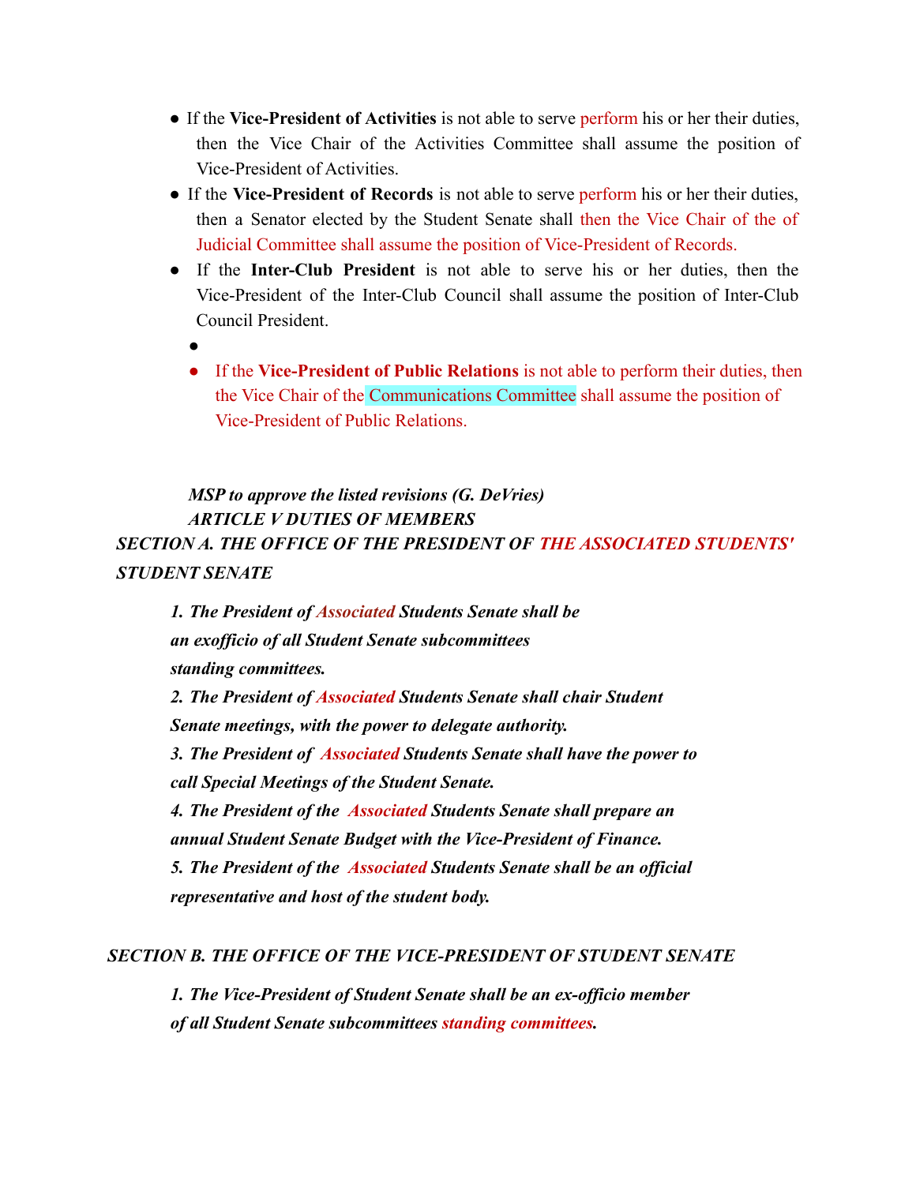- If the **Vice-President of Activities** is not able to serve perform his or her their duties, then the Vice Chair of the Activities Committee shall assume the position of Vice-President of Activities.
- If the **Vice-President of Records** is not able to serve perform his or her their duties, then a Senator elected by the Student Senate shall then the Vice Chair of the of Judicial Committee shall assume the position of Vice-President of Records.
- If the **Inter-Club President** is not able to serve his or her duties, then the Vice-President of the Inter-Club Council shall assume the position of Inter-Club Council President.
  -
  - If the **Vice-President of Public Relations** is not able to perform their duties, then the Vice Chair of the Communications Committee shall assume the position of Vice-President of Public Relations.

***MSP to approve the listed revisions (G. DeVries)***

***ARTICLE V DUTIES OF MEMBERS***

***SECTION A. THE OFFICE OF THE PRESIDENT OF THE ASSOCIATED STUDENTS' STUDENT SENATE***

***1. The President of Associated Students Senate shall be an exofficio of all Student Senate subcommittees standing committees.***

***2. The President of Associated Students Senate shall chair Student Senate meetings, with the power to delegate authority.***

***3. The President of Associated Students Senate shall have the power to call Special Meetings of the Student Senate.***

***4. The President of the Associated Students Senate shall prepare an annual Student Senate Budget with the Vice-President of Finance.***

***5. The President of the Associated Students Senate shall be an official representative and host of the student body.***

***SECTION B. THE OFFICE OF THE VICE-PRESIDENT OF STUDENT SENATE***

***1. The Vice-President of Student Senate shall be an ex-officio member of all Student Senate subcommittees standing committees.***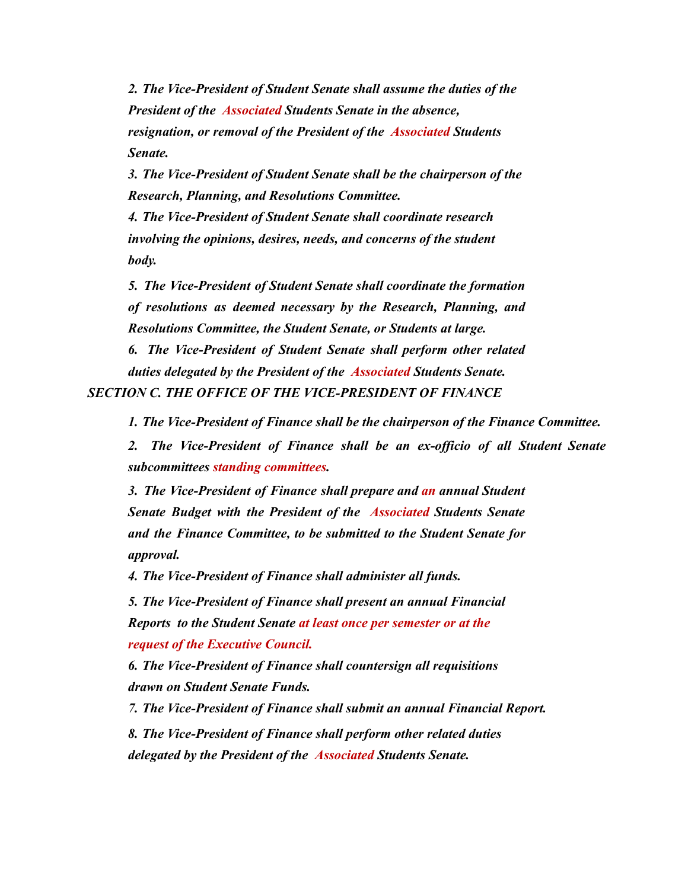*2. The Vice-President of Student Senate shall assume the duties of the President of the Associated Students Senate in the absence, resignation, or removal of the President of the Associated Students Senate.*

*3. The Vice-President of Student Senate shall be the chairperson of the Research, Planning, and Resolutions Committee.*

*4. The Vice-President of Student Senate shall coordinate research involving the opinions, desires, needs, and concerns of the student body.*

*5. The Vice-President of Student Senate shall coordinate the formation of resolutions as deemed necessary by the Research, Planning, and Resolutions Committee, the Student Senate, or Students at large.*

*6. The Vice-President of Student Senate shall perform other related duties delegated by the President of the Associated Students Senate.*

## *SECTION C. THE OFFICE OF THE VICE-PRESIDENT OF FINANCE*

*1. The Vice-President of Finance shall be the chairperson of the Finance Committee.*

*2. The Vice-President of Finance shall be an ex-officio of all Student Senate subcommittees standing committees.*

*3. The Vice-President of Finance shall prepare and an annual Student Senate Budget with the President of the Associated Students Senate and the Finance Committee, to be submitted to the Student Senate for approval.*

*4. The Vice-President of Finance shall administer all funds.*

*5. The Vice-President of Finance shall present an annual Financial Reports to the Student Senate at least once per semester or at the request of the Executive Council.*

*6. The Vice-President of Finance shall countersign all requisitions drawn on Student Senate Funds.*

*7. The Vice-President of Finance shall submit an annual Financial Report.*

*8. The Vice-President of Finance shall perform other related duties delegated by the President of the Associated Students Senate.*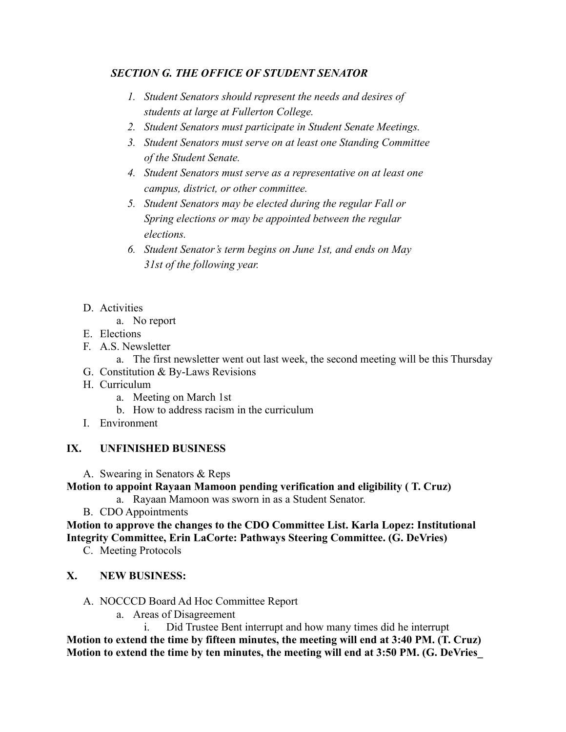***SECTION G. THE OFFICE OF STUDENT SENATOR***

1. *Student Senators should represent the needs and desires of students at large at Fullerton College.*
2. *Student Senators must participate in Student Senate Meetings.*
3. *Student Senators must serve on at least one Standing Committee of the Student Senate.*
4. *Student Senators must serve as a representative on at least one campus, district, or other committee.*
5. *Student Senators may be elected during the regular Fall or Spring elections or may be appointed between the regular elections.*
6. *Student Senator's term begins on June 1st, and ends on May 31st of the following year.*

D. Activities
   a. No report

E. Elections

F. A.S. Newsletter
   a. The first newsletter went out last week, the second meeting will be this Thursday

G. Constitution & By-Laws Revisions

H. Curriculum
   a. Meeting on March 1st
   b. How to address racism in the curriculum

I. Environment

## IX. UNFINISHED BUSINESS

A. Swearing in Senators & Reps

**Motion to appoint Rayaan Mamoon pending verification and eligibility ( T. Cruz)**

   a. Rayaan Mamoon was sworn in as a Student Senator.

B. CDO Appointments

**Motion to approve the changes to the CDO Committee List. Karla Lopez: Institutional Integrity Committee, Erin LaCorte: Pathways Steering Committee. (G. DeVries)**

C. Meeting Protocols

## X. NEW BUSINESS:

A. NOCCCD Board Ad Hoc Committee Report
   a. Areas of Disagreement
      i. Did Trustee Bent interrupt and how many times did he interrupt

**Motion to extend the time by fifteen minutes, the meeting will end at 3:40 PM. (T. Cruz)**

**Motion to extend the time by ten minutes, the meeting will end at 3:50 PM. (G. DeVries_**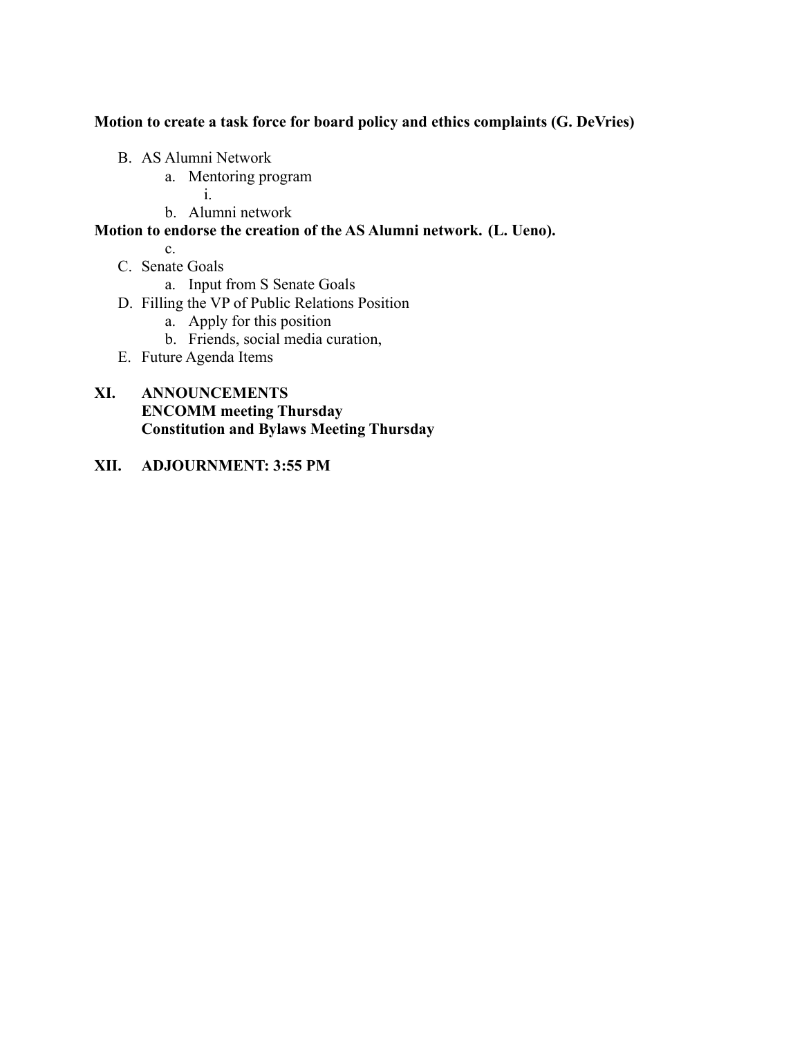**Motion to create a task force for board policy and ethics complaints (G. DeVries)**

B. AS Alumni Network
   a. Mentoring program
      i.
   b. Alumni network

**Motion to endorse the creation of the AS Alumni network. (L. Ueno).**

   c.

C. Senate Goals
   a. Input from S Senate Goals
D. Filling the VP of Public Relations Position
   a. Apply for this position
   b. Friends, social media curation,
E. Future Agenda Items

## XI. ANNOUNCEMENTS

**ENCOMM meeting Thursday**
**Constitution and Bylaws Meeting Thursday**

## XII. ADJOURNMENT: 3:55 PM